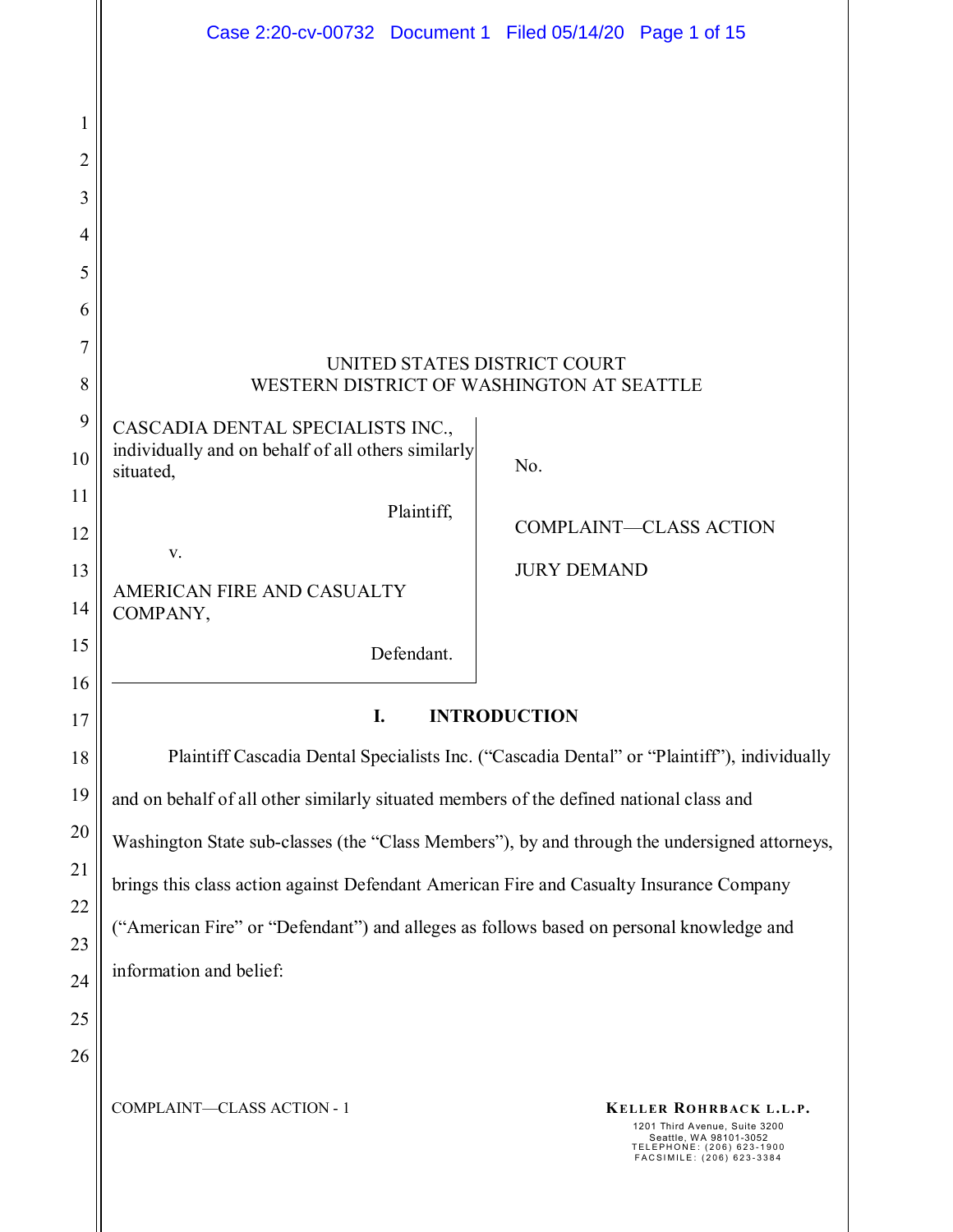UNITED STATES DISTRICT COURT
WESTERN DISTRICT OF WASHINGTON AT SEATTLE

| | |
|---|---|
| CASCADIA DENTAL SPECIALISTS INC., individually and on behalf of all others similarly situated,<br><br>Plaintiff,<br><br>v.<br><br>AMERICAN FIRE AND CASUALTY COMPANY,<br><br>Defendant. | No.<br><br>COMPLAINT—CLASS ACTION<br><br>JURY DEMAND |

## I. INTRODUCTION

Plaintiff Cascadia Dental Specialists Inc. ("Cascadia Dental" or "Plaintiff"), individually and on behalf of all other similarly situated members of the defined national class and Washington State sub-classes (the "Class Members"), by and through the undersigned attorneys, brings this class action against Defendant American Fire and Casualty Insurance Company ("American Fire" or "Defendant") and alleges as follows based on personal knowledge and information and belief: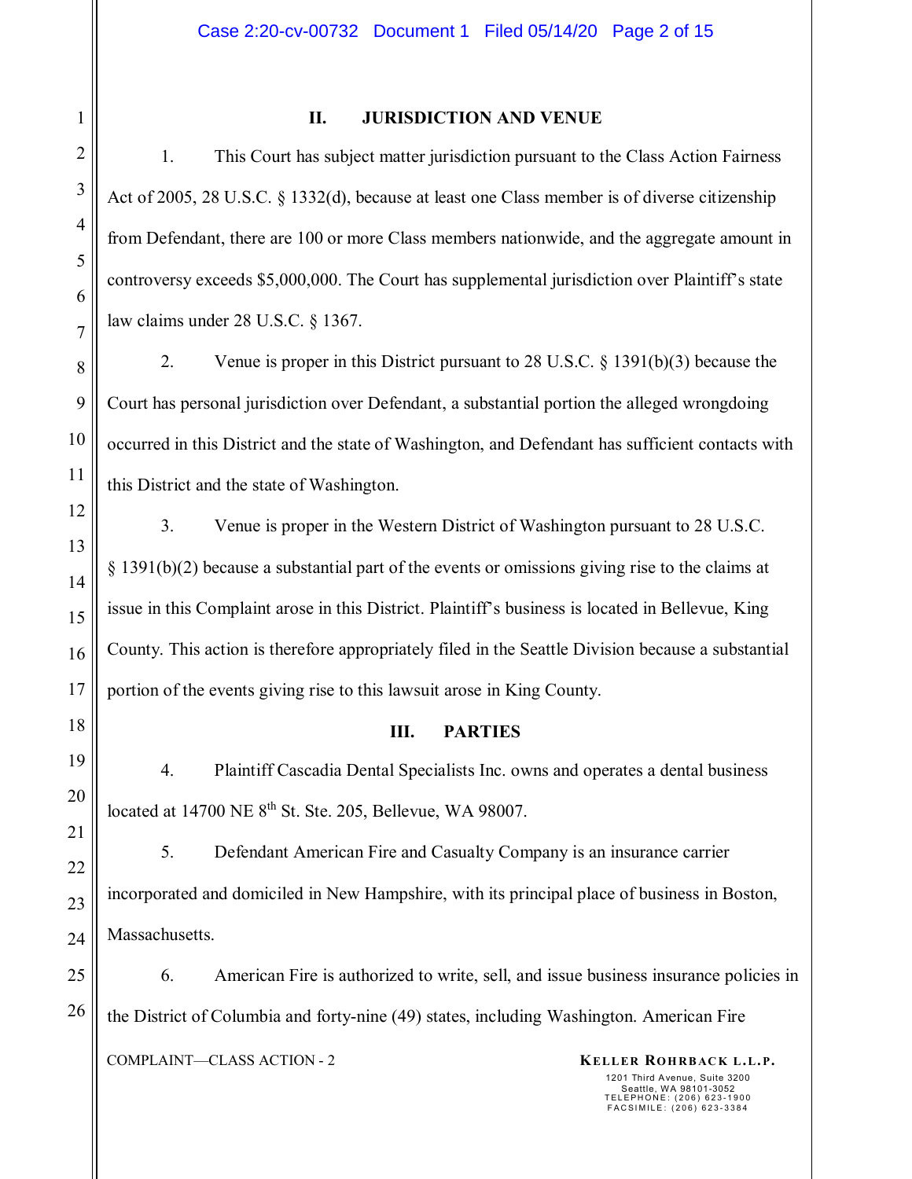## II. JURISDICTION AND VENUE

1. This Court has subject matter jurisdiction pursuant to the Class Action Fairness Act of 2005, 28 U.S.C. § 1332(d), because at least one Class member is of diverse citizenship from Defendant, there are 100 or more Class members nationwide, and the aggregate amount in controversy exceeds $5,000,000. The Court has supplemental jurisdiction over Plaintiff's state law claims under 28 U.S.C. § 1367.

2. Venue is proper in this District pursuant to 28 U.S.C. § 1391(b)(3) because the Court has personal jurisdiction over Defendant, a substantial portion the alleged wrongdoing occurred in this District and the state of Washington, and Defendant has sufficient contacts with this District and the state of Washington.

3. Venue is proper in the Western District of Washington pursuant to 28 U.S.C. § 1391(b)(2) because a substantial part of the events or omissions giving rise to the claims at issue in this Complaint arose in this District. Plaintiff's business is located in Bellevue, King County. This action is therefore appropriately filed in the Seattle Division because a substantial portion of the events giving rise to this lawsuit arose in King County.

## III. PARTIES

4. Plaintiff Cascadia Dental Specialists Inc. owns and operates a dental business located at 14700 NE 8th St. Ste. 205, Bellevue, WA 98007.

5. Defendant American Fire and Casualty Company is an insurance carrier incorporated and domiciled in New Hampshire, with its principal place of business in Boston, Massachusetts.

6. American Fire is authorized to write, sell, and issue business insurance policies in the District of Columbia and forty-nine (49) states, including Washington. American Fire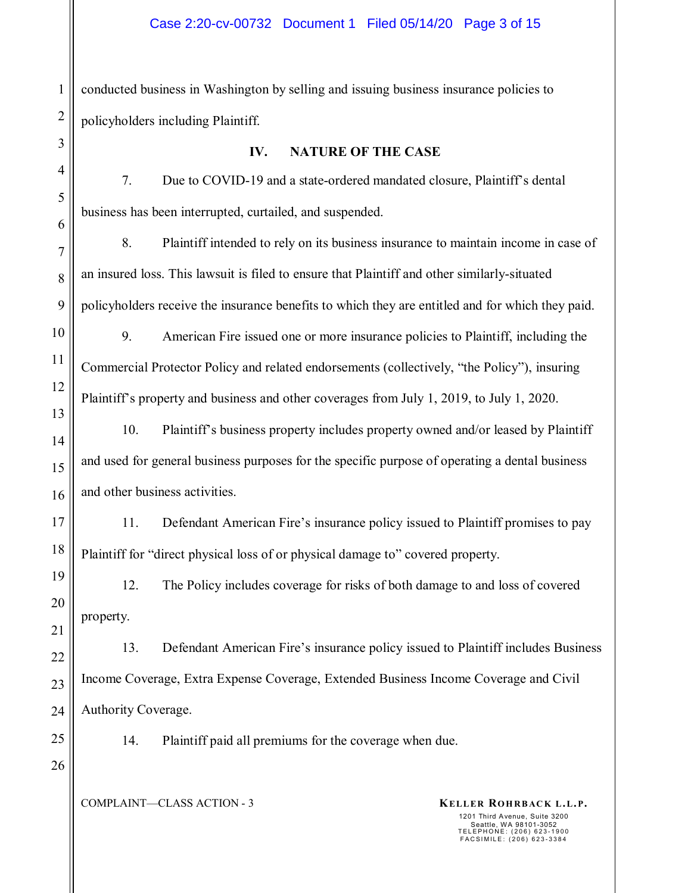conducted business in Washington by selling and issuing business insurance policies to policyholders including Plaintiff.

## IV. NATURE OF THE CASE

7. Due to COVID-19 and a state-ordered mandated closure, Plaintiff's dental business has been interrupted, curtailed, and suspended.

8. Plaintiff intended to rely on its business insurance to maintain income in case of an insured loss. This lawsuit is filed to ensure that Plaintiff and other similarly-situated policyholders receive the insurance benefits to which they are entitled and for which they paid.

9. American Fire issued one or more insurance policies to Plaintiff, including the Commercial Protector Policy and related endorsements (collectively, "the Policy"), insuring Plaintiff's property and business and other coverages from July 1, 2019, to July 1, 2020.

10. Plaintiff's business property includes property owned and/or leased by Plaintiff and used for general business purposes for the specific purpose of operating a dental business and other business activities.

11. Defendant American Fire's insurance policy issued to Plaintiff promises to pay Plaintiff for "direct physical loss of or physical damage to" covered property.

12. The Policy includes coverage for risks of both damage to and loss of covered property.

13. Defendant American Fire's insurance policy issued to Plaintiff includes Business Income Coverage, Extra Expense Coverage, Extended Business Income Coverage and Civil Authority Coverage.

14. Plaintiff paid all premiums for the coverage when due.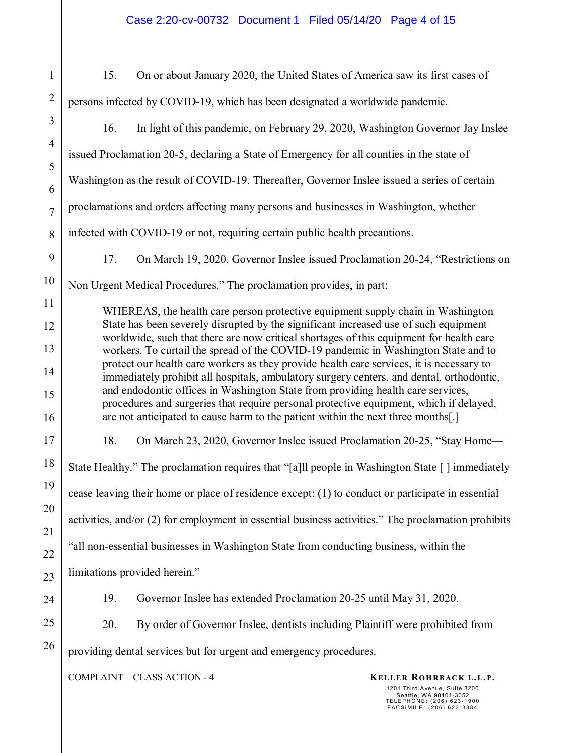15. On or about January 2020, the United States of America saw its first cases of persons infected by COVID-19, which has been designated a worldwide pandemic.

16. In light of this pandemic, on February 29, 2020, Washington Governor Jay Inslee issued Proclamation 20-5, declaring a State of Emergency for all counties in the state of Washington as the result of COVID-19. Thereafter, Governor Inslee issued a series of certain proclamations and orders affecting many persons and businesses in Washington, whether infected with COVID-19 or not, requiring certain public health precautions.

17. On March 19, 2020, Governor Inslee issued Proclamation 20-24, "Restrictions on Non Urgent Medical Procedures." The proclamation provides, in part:

> WHEREAS, the health care person protective equipment supply chain in Washington State has been severely disrupted by the significant increased use of such equipment worldwide, such that there are now critical shortages of this equipment for health care workers. To curtail the spread of the COVID-19 pandemic in Washington State and to protect our health care workers as they provide health care services, it is necessary to immediately prohibit all hospitals, ambulatory surgery centers, and dental, orthodontic, and endodontic offices in Washington State from providing health care services, procedures and surgeries that require personal protective equipment, which if delayed, are not anticipated to cause harm to the patient within the next three months[.]

18. On March 23, 2020, Governor Inslee issued Proclamation 20-25, "Stay Home—State Healthy." The proclamation requires that "[a]ll people in Washington State [ ] immediately cease leaving their home or place of residence except: (1) to conduct or participate in essential activities, and/or (2) for employment in essential business activities." The proclamation prohibits "all non-essential businesses in Washington State from conducting business, within the limitations provided herein."

19. Governor Inslee has extended Proclamation 20-25 until May 31, 2020.

20. By order of Governor Inslee, dentists including Plaintiff were prohibited from providing dental services but for urgent and emergency procedures.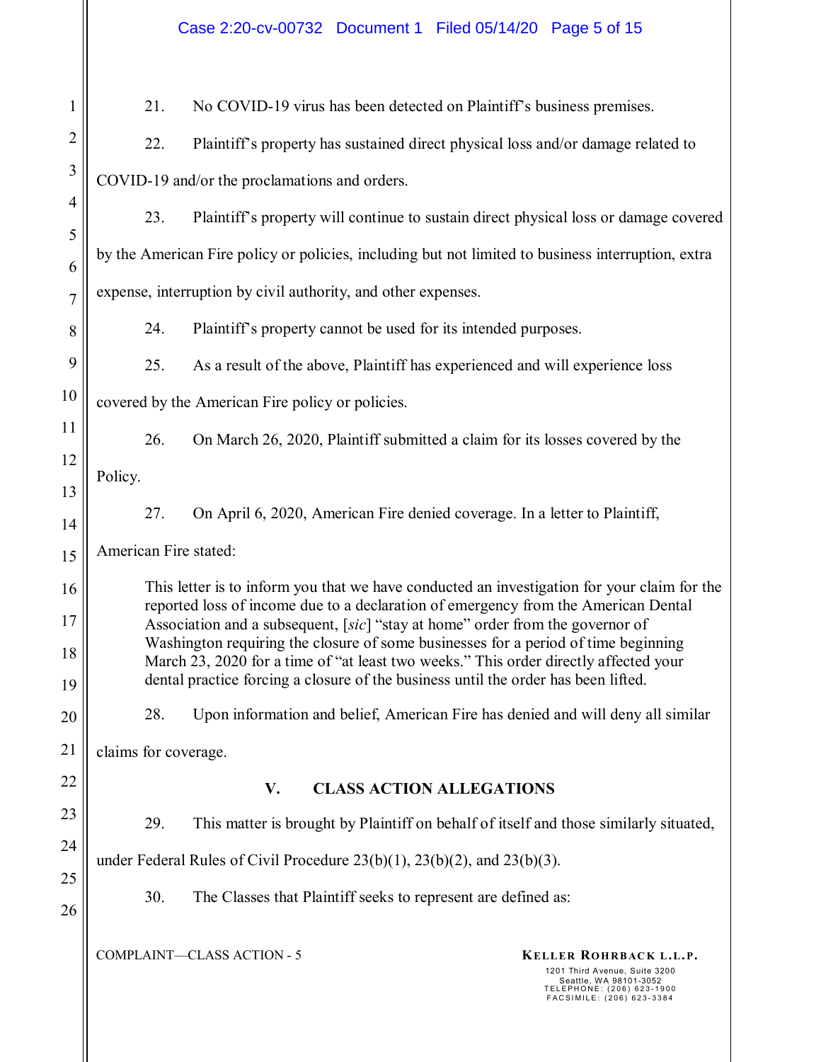21. No COVID-19 virus has been detected on Plaintiff's business premises.

22. Plaintiff's property has sustained direct physical loss and/or damage related to COVID-19 and/or the proclamations and orders.

23. Plaintiff's property will continue to sustain direct physical loss or damage covered by the American Fire policy or policies, including but not limited to business interruption, extra expense, interruption by civil authority, and other expenses.

24. Plaintiff's property cannot be used for its intended purposes.

25. As a result of the above, Plaintiff has experienced and will experience loss covered by the American Fire policy or policies.

26. On March 26, 2020, Plaintiff submitted a claim for its losses covered by the Policy.

27. On April 6, 2020, American Fire denied coverage. In a letter to Plaintiff, American Fire stated:

> This letter is to inform you that we have conducted an investigation for your claim for the reported loss of income due to a declaration of emergency from the American Dental Association and a subsequent, [*sic*] "stay at home" order from the governor of Washington requiring the closure of some businesses for a period of time beginning March 23, 2020 for a time of "at least two weeks." This order directly affected your dental practice forcing a closure of the business until the order has been lifted.

28. Upon information and belief, American Fire has denied and will deny all similar claims for coverage.

## V. CLASS ACTION ALLEGATIONS

29. This matter is brought by Plaintiff on behalf of itself and those similarly situated, under Federal Rules of Civil Procedure 23(b)(1), 23(b)(2), and 23(b)(3).

30. The Classes that Plaintiff seeks to represent are defined as: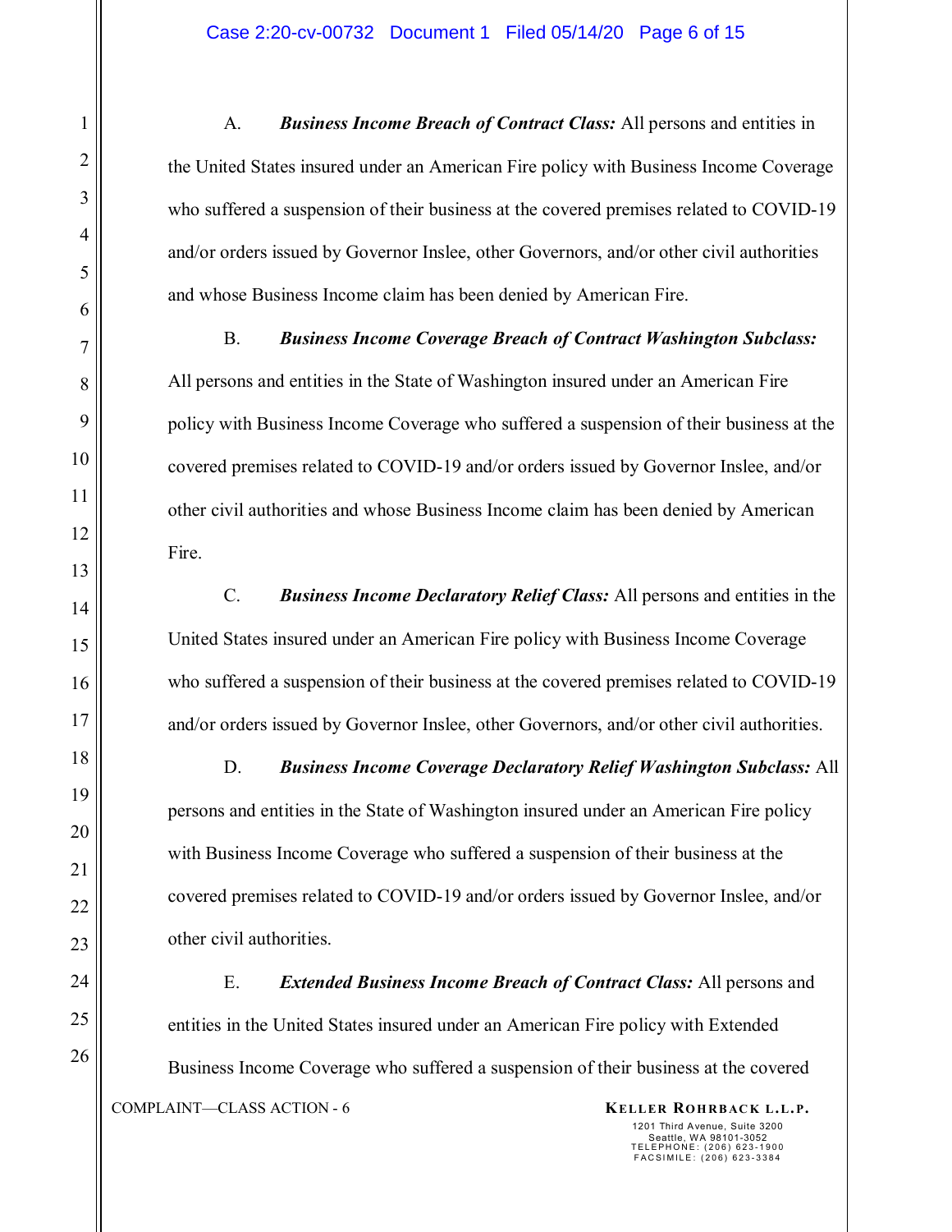A. ***Business Income Breach of Contract Class:*** All persons and entities in the United States insured under an American Fire policy with Business Income Coverage who suffered a suspension of their business at the covered premises related to COVID-19 and/or orders issued by Governor Inslee, other Governors, and/or other civil authorities and whose Business Income claim has been denied by American Fire.

B. ***Business Income Coverage Breach of Contract Washington Subclass:*** All persons and entities in the State of Washington insured under an American Fire policy with Business Income Coverage who suffered a suspension of their business at the covered premises related to COVID-19 and/or orders issued by Governor Inslee, and/or other civil authorities and whose Business Income claim has been denied by American Fire.

C. ***Business Income Declaratory Relief Class:*** All persons and entities in the United States insured under an American Fire policy with Business Income Coverage who suffered a suspension of their business at the covered premises related to COVID-19 and/or orders issued by Governor Inslee, other Governors, and/or other civil authorities.

D. ***Business Income Coverage Declaratory Relief Washington Subclass:*** All persons and entities in the State of Washington insured under an American Fire policy with Business Income Coverage who suffered a suspension of their business at the covered premises related to COVID-19 and/or orders issued by Governor Inslee, and/or other civil authorities.

E. ***Extended Business Income Breach of Contract Class:*** All persons and entities in the United States insured under an American Fire policy with Extended Business Income Coverage who suffered a suspension of their business at the covered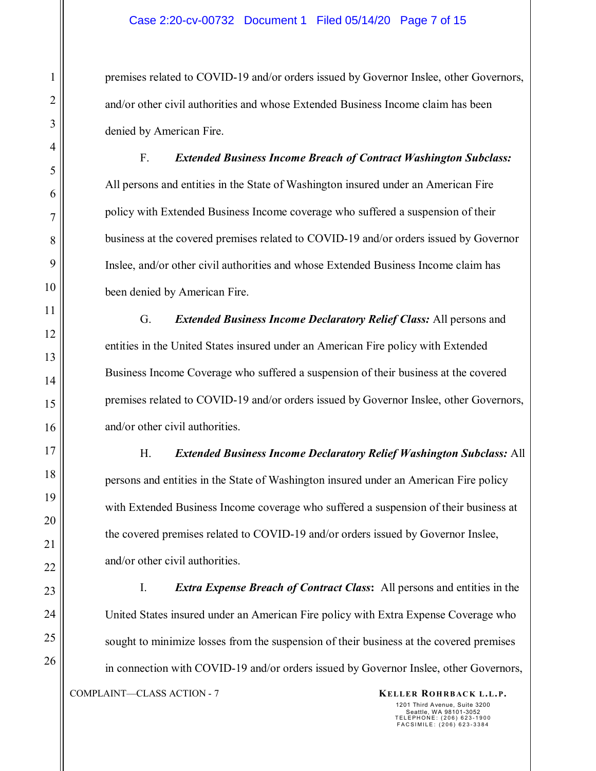premises related to COVID-19 and/or orders issued by Governor Inslee, other Governors, and/or other civil authorities and whose Extended Business Income claim has been denied by American Fire.

F. ***Extended Business Income Breach of Contract Washington Subclass:*** All persons and entities in the State of Washington insured under an American Fire policy with Extended Business Income coverage who suffered a suspension of their business at the covered premises related to COVID-19 and/or orders issued by Governor Inslee, and/or other civil authorities and whose Extended Business Income claim has been denied by American Fire.

G. ***Extended Business Income Declaratory Relief Class:*** All persons and entities in the United States insured under an American Fire policy with Extended Business Income Coverage who suffered a suspension of their business at the covered premises related to COVID-19 and/or orders issued by Governor Inslee, other Governors, and/or other civil authorities.

H. ***Extended Business Income Declaratory Relief Washington Subclass:*** All persons and entities in the State of Washington insured under an American Fire policy with Extended Business Income coverage who suffered a suspension of their business at the covered premises related to COVID-19 and/or orders issued by Governor Inslee, and/or other civil authorities.

I. ***Extra Expense Breach of Contract Class*:** All persons and entities in the United States insured under an American Fire policy with Extra Expense Coverage who sought to minimize losses from the suspension of their business at the covered premises in connection with COVID-19 and/or orders issued by Governor Inslee, other Governors,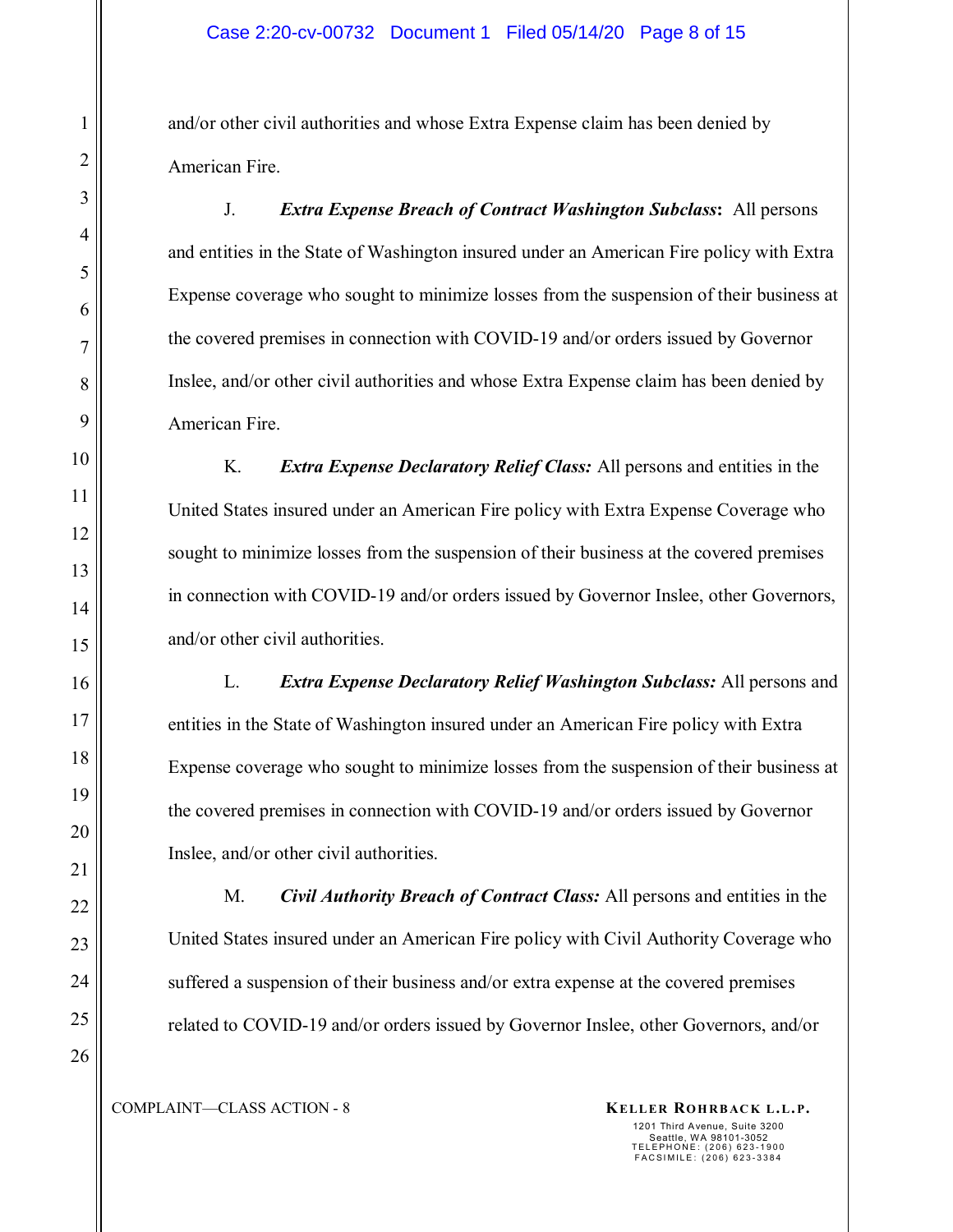and/or other civil authorities and whose Extra Expense claim has been denied by American Fire.

J. ***Extra Expense Breach of Contract Washington Subclass*****:** All persons and entities in the State of Washington insured under an American Fire policy with Extra Expense coverage who sought to minimize losses from the suspension of their business at the covered premises in connection with COVID-19 and/or orders issued by Governor Inslee, and/or other civil authorities and whose Extra Expense claim has been denied by American Fire.

K. ***Extra Expense Declaratory Relief Class:*** All persons and entities in the United States insured under an American Fire policy with Extra Expense Coverage who sought to minimize losses from the suspension of their business at the covered premises in connection with COVID-19 and/or orders issued by Governor Inslee, other Governors, and/or other civil authorities.

L. ***Extra Expense Declaratory Relief Washington Subclass:*** All persons and entities in the State of Washington insured under an American Fire policy with Extra Expense coverage who sought to minimize losses from the suspension of their business at the covered premises in connection with COVID-19 and/or orders issued by Governor Inslee, and/or other civil authorities.

M. ***Civil Authority Breach of Contract Class:*** All persons and entities in the United States insured under an American Fire policy with Civil Authority Coverage who suffered a suspension of their business and/or extra expense at the covered premises related to COVID-19 and/or orders issued by Governor Inslee, other Governors, and/or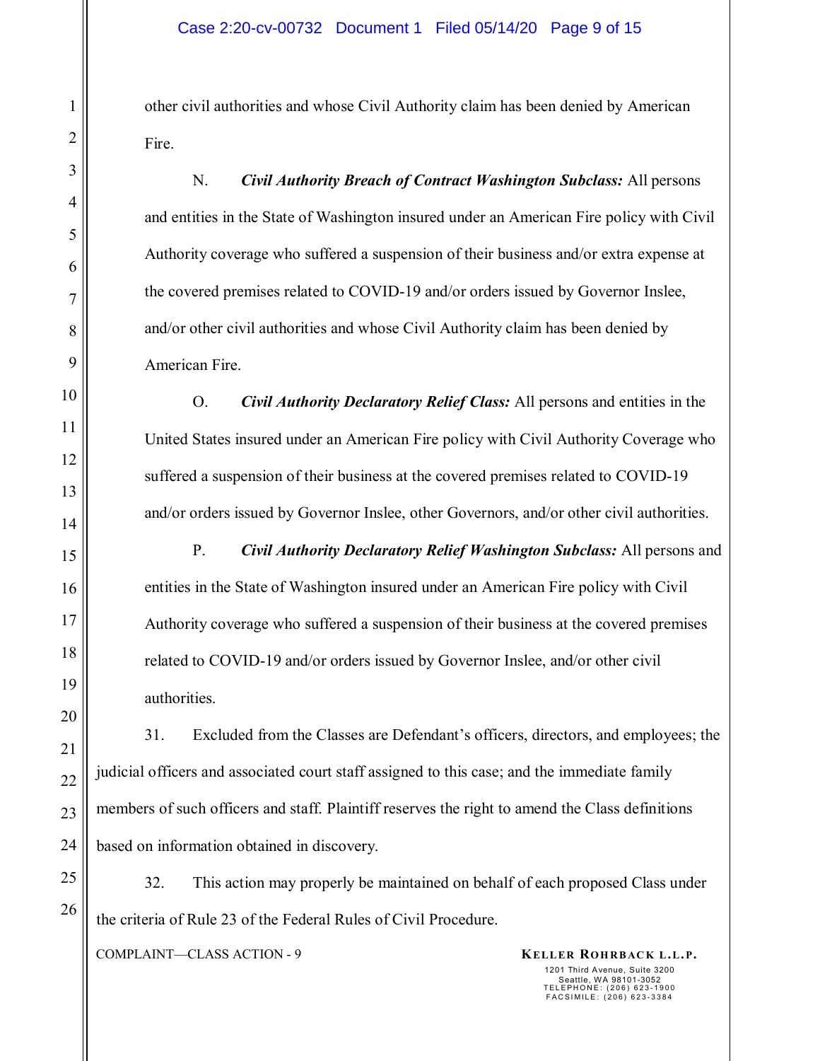other civil authorities and whose Civil Authority claim has been denied by American Fire.

N. ***Civil Authority Breach of Contract Washington Subclass:*** All persons and entities in the State of Washington insured under an American Fire policy with Civil Authority coverage who suffered a suspension of their business and/or extra expense at the covered premises related to COVID-19 and/or orders issued by Governor Inslee, and/or other civil authorities and whose Civil Authority claim has been denied by American Fire.

O. ***Civil Authority Declaratory Relief Class:*** All persons and entities in the United States insured under an American Fire policy with Civil Authority Coverage who suffered a suspension of their business at the covered premises related to COVID-19 and/or orders issued by Governor Inslee, other Governors, and/or other civil authorities.

P. ***Civil Authority Declaratory Relief Washington Subclass:*** All persons and entities in the State of Washington insured under an American Fire policy with Civil Authority coverage who suffered a suspension of their business at the covered premises related to COVID-19 and/or orders issued by Governor Inslee, and/or other civil authorities.

31. Excluded from the Classes are Defendant's officers, directors, and employees; the judicial officers and associated court staff assigned to this case; and the immediate family members of such officers and staff. Plaintiff reserves the right to amend the Class definitions based on information obtained in discovery.

32. This action may properly be maintained on behalf of each proposed Class under the criteria of Rule 23 of the Federal Rules of Civil Procedure.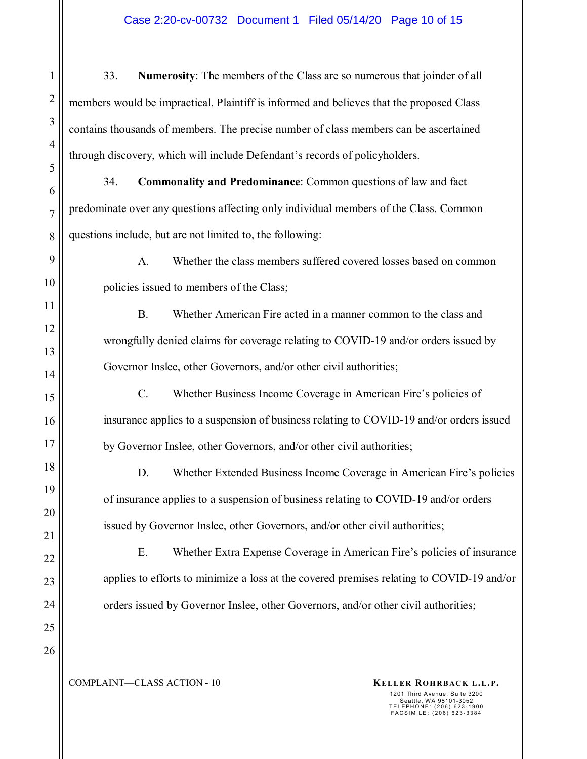33. **Numerosity**: The members of the Class are so numerous that joinder of all members would be impractical. Plaintiff is informed and believes that the proposed Class contains thousands of members. The precise number of class members can be ascertained through discovery, which will include Defendant's records of policyholders.

34. **Commonality and Predominance**: Common questions of law and fact predominate over any questions affecting only individual members of the Class. Common questions include, but are not limited to, the following:

A. Whether the class members suffered covered losses based on common policies issued to members of the Class;

B. Whether American Fire acted in a manner common to the class and wrongfully denied claims for coverage relating to COVID-19 and/or orders issued by Governor Inslee, other Governors, and/or other civil authorities;

C. Whether Business Income Coverage in American Fire's policies of insurance applies to a suspension of business relating to COVID-19 and/or orders issued by Governor Inslee, other Governors, and/or other civil authorities;

D. Whether Extended Business Income Coverage in American Fire's policies of insurance applies to a suspension of business relating to COVID-19 and/or orders issued by Governor Inslee, other Governors, and/or other civil authorities;

E. Whether Extra Expense Coverage in American Fire's policies of insurance applies to efforts to minimize a loss at the covered premises relating to COVID-19 and/or orders issued by Governor Inslee, other Governors, and/or other civil authorities;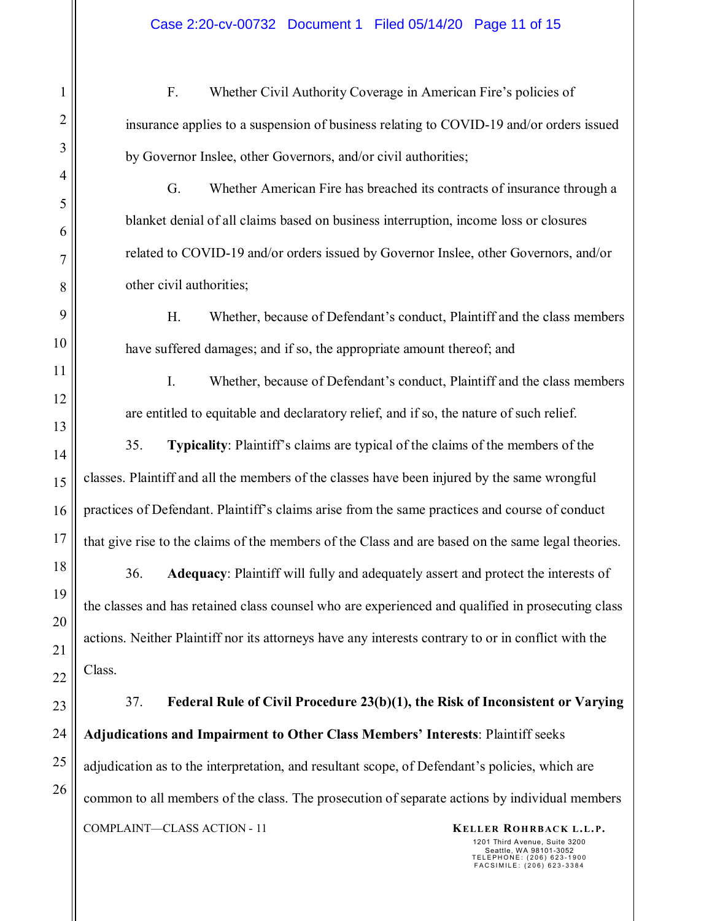F. Whether Civil Authority Coverage in American Fire's policies of insurance applies to a suspension of business relating to COVID-19 and/or orders issued by Governor Inslee, other Governors, and/or civil authorities;

G. Whether American Fire has breached its contracts of insurance through a blanket denial of all claims based on business interruption, income loss or closures related to COVID-19 and/or orders issued by Governor Inslee, other Governors, and/or other civil authorities;

H. Whether, because of Defendant's conduct, Plaintiff and the class members have suffered damages; and if so, the appropriate amount thereof; and

I. Whether, because of Defendant's conduct, Plaintiff and the class members are entitled to equitable and declaratory relief, and if so, the nature of such relief.

35. **Typicality**: Plaintiff's claims are typical of the claims of the members of the classes. Plaintiff and all the members of the classes have been injured by the same wrongful practices of Defendant. Plaintiff's claims arise from the same practices and course of conduct that give rise to the claims of the members of the Class and are based on the same legal theories.

36. **Adequacy**: Plaintiff will fully and adequately assert and protect the interests of the classes and has retained class counsel who are experienced and qualified in prosecuting class actions. Neither Plaintiff nor its attorneys have any interests contrary to or in conflict with the Class.

37. **Federal Rule of Civil Procedure 23(b)(1), the Risk of Inconsistent or Varying Adjudications and Impairment to Other Class Members' Interests**: Plaintiff seeks adjudication as to the interpretation, and resultant scope, of Defendant's policies, which are common to all members of the class. The prosecution of separate actions by individual members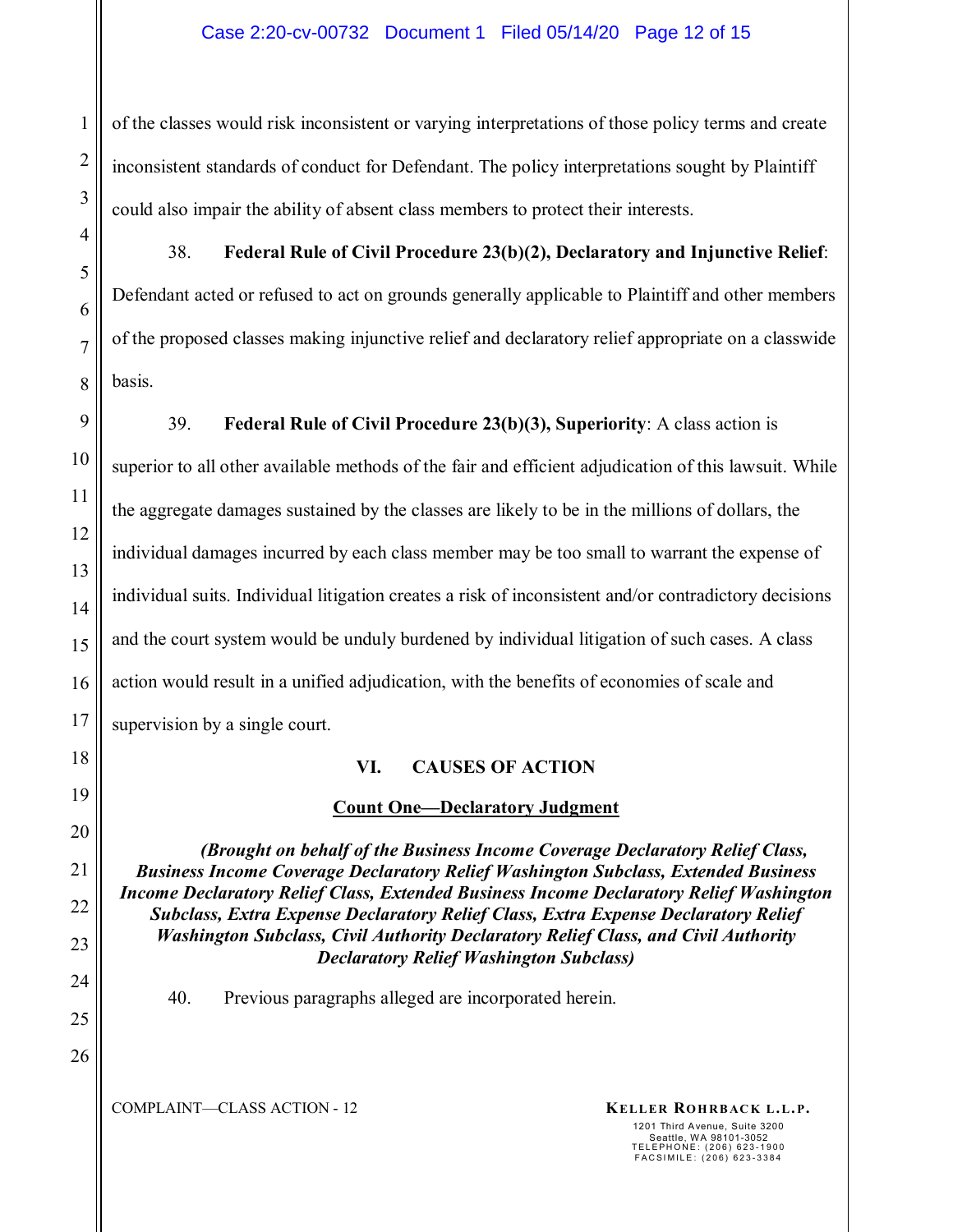of the classes would risk inconsistent or varying interpretations of those policy terms and create inconsistent standards of conduct for Defendant. The policy interpretations sought by Plaintiff could also impair the ability of absent class members to protect their interests.

38. **Federal Rule of Civil Procedure 23(b)(2), Declaratory and Injunctive Relief**: Defendant acted or refused to act on grounds generally applicable to Plaintiff and other members of the proposed classes making injunctive relief and declaratory relief appropriate on a classwide basis.

39. **Federal Rule of Civil Procedure 23(b)(3), Superiority**: A class action is superior to all other available methods of the fair and efficient adjudication of this lawsuit. While the aggregate damages sustained by the classes are likely to be in the millions of dollars, the individual damages incurred by each class member may be too small to warrant the expense of individual suits. Individual litigation creates a risk of inconsistent and/or contradictory decisions and the court system would be unduly burdened by individual litigation of such cases. A class action would result in a unified adjudication, with the benefits of economies of scale and supervision by a single court.

## VI. CAUSES OF ACTION

### Count One—Declaratory Judgment

***(Brought on behalf of the Business Income Coverage Declaratory Relief Class, Business Income Coverage Declaratory Relief Washington Subclass, Extended Business Income Declaratory Relief Class, Extended Business Income Declaratory Relief Washington Subclass, Extra Expense Declaratory Relief Class, Extra Expense Declaratory Relief Washington Subclass, Civil Authority Declaratory Relief Class, and Civil Authority Declaratory Relief Washington Subclass)***

40. Previous paragraphs alleged are incorporated herein.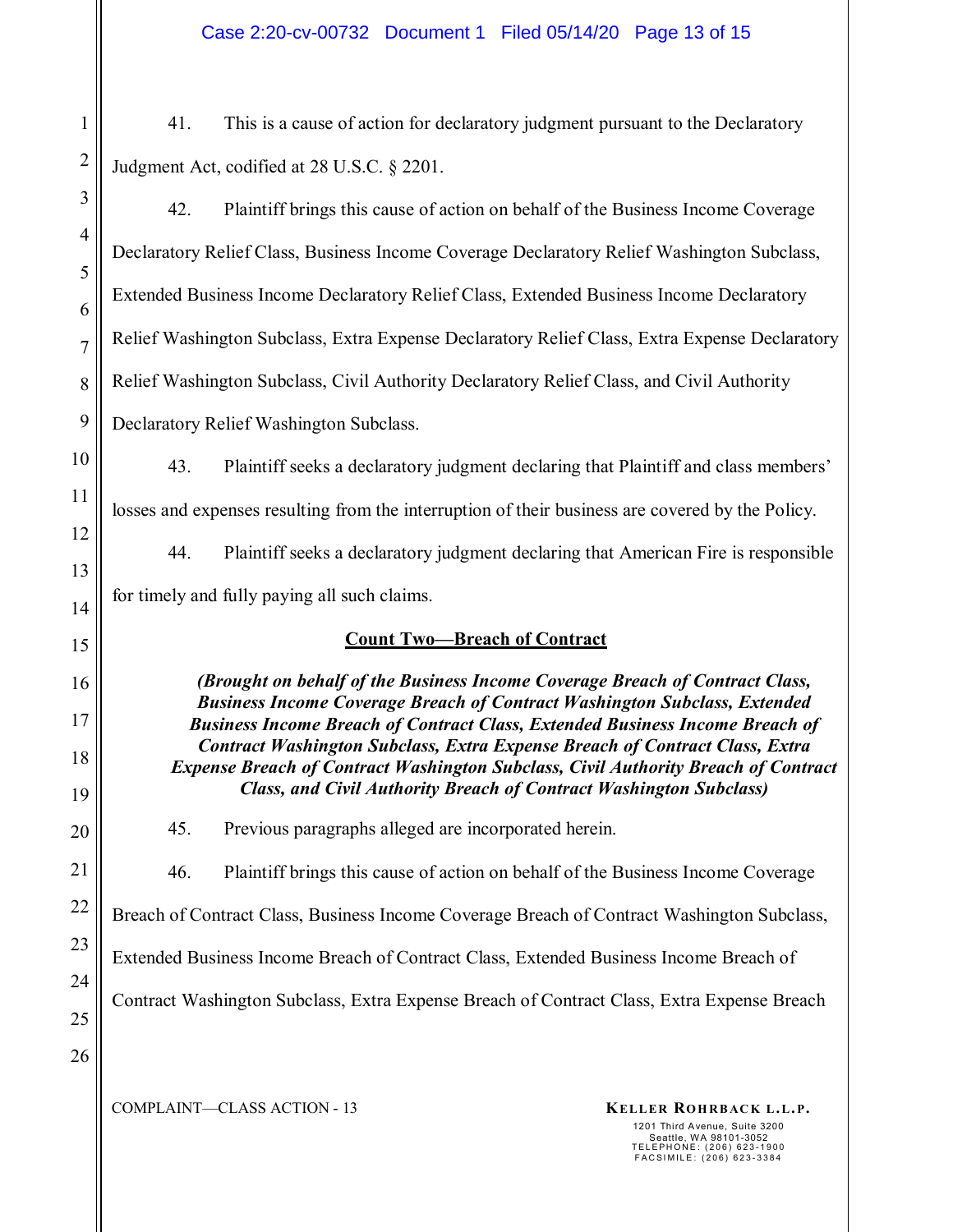41. This is a cause of action for declaratory judgment pursuant to the Declaratory Judgment Act, codified at 28 U.S.C. § 2201.

42. Plaintiff brings this cause of action on behalf of the Business Income Coverage Declaratory Relief Class, Business Income Coverage Declaratory Relief Washington Subclass, Extended Business Income Declaratory Relief Class, Extended Business Income Declaratory Relief Washington Subclass, Extra Expense Declaratory Relief Class, Extra Expense Declaratory Relief Washington Subclass, Civil Authority Declaratory Relief Class, and Civil Authority Declaratory Relief Washington Subclass.

43. Plaintiff seeks a declaratory judgment declaring that Plaintiff and class members' losses and expenses resulting from the interruption of their business are covered by the Policy.

44. Plaintiff seeks a declaratory judgment declaring that American Fire is responsible for timely and fully paying all such claims.

## Count Two—Breach of Contract

***(Brought on behalf of the Business Income Coverage Breach of Contract Class, Business Income Coverage Breach of Contract Washington Subclass, Extended Business Income Breach of Contract Class, Extended Business Income Breach of Contract Washington Subclass, Extra Expense Breach of Contract Class, Extra Expense Breach of Contract Washington Subclass, Civil Authority Breach of Contract Class, and Civil Authority Breach of Contract Washington Subclass)***

45. Previous paragraphs alleged are incorporated herein.

46. Plaintiff brings this cause of action on behalf of the Business Income Coverage Breach of Contract Class, Business Income Coverage Breach of Contract Washington Subclass, Extended Business Income Breach of Contract Class, Extended Business Income Breach of Contract Washington Subclass, Extra Expense Breach of Contract Class, Extra Expense Breach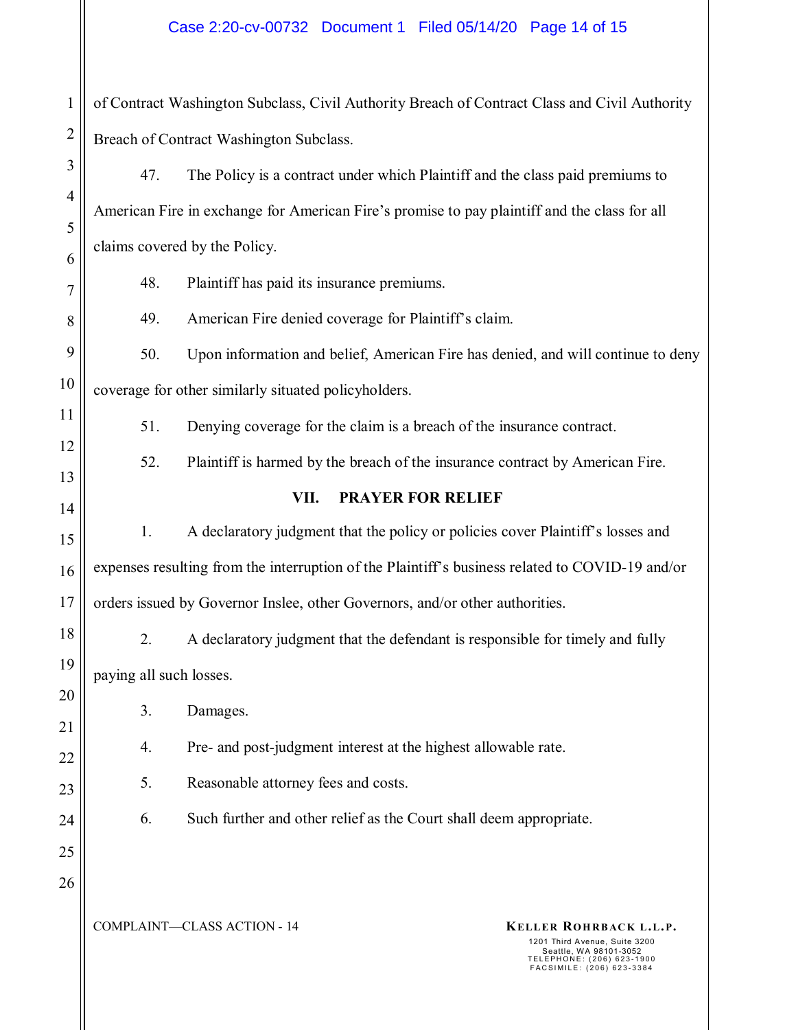of Contract Washington Subclass, Civil Authority Breach of Contract Class and Civil Authority Breach of Contract Washington Subclass.

47. The Policy is a contract under which Plaintiff and the class paid premiums to American Fire in exchange for American Fire's promise to pay plaintiff and the class for all claims covered by the Policy.

48. Plaintiff has paid its insurance premiums.

49. American Fire denied coverage for Plaintiff's claim.

50. Upon information and belief, American Fire has denied, and will continue to deny coverage for other similarly situated policyholders.

51. Denying coverage for the claim is a breach of the insurance contract.

52. Plaintiff is harmed by the breach of the insurance contract by American Fire.

## VII. PRAYER FOR RELIEF

1. A declaratory judgment that the policy or policies cover Plaintiff's losses and expenses resulting from the interruption of the Plaintiff's business related to COVID-19 and/or orders issued by Governor Inslee, other Governors, and/or other authorities.

2. A declaratory judgment that the defendant is responsible for timely and fully paying all such losses.

3. Damages.

4. Pre- and post-judgment interest at the highest allowable rate.

5. Reasonable attorney fees and costs.

6. Such further and other relief as the Court shall deem appropriate.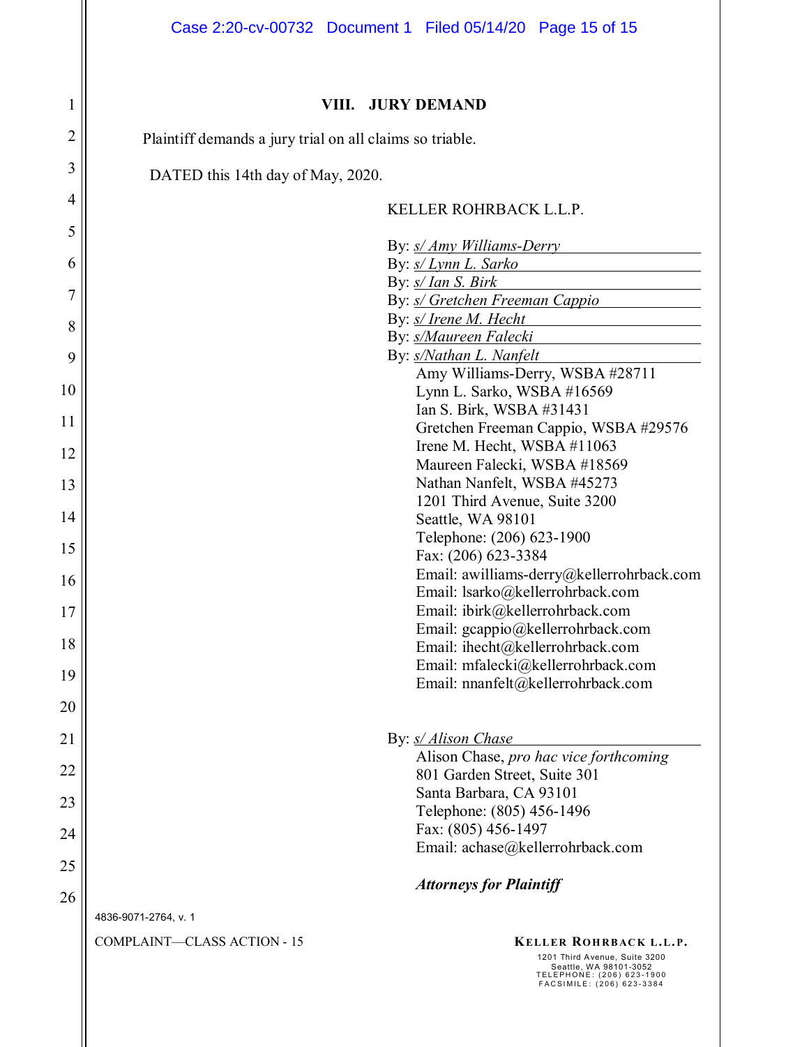## VIII. JURY DEMAND

Plaintiff demands a jury trial on all claims so triable.

DATED this 14th day of May, 2020.

KELLER ROHRBACK L.L.P.

By: *s/ Amy Williams-Derry*
By: *s/ Lynn L. Sarko*
By: *s/ Ian S. Birk*
By: *s/ Gretchen Freeman Cappio*
By: *s/ Irene M. Hecht*
By: *s/Maureen Falecki*
By: *s/Nathan L. Nanfelt*

Amy Williams-Derry, WSBA #28711
Lynn L. Sarko, WSBA #16569
Ian S. Birk, WSBA #31431
Gretchen Freeman Cappio, WSBA #29576
Irene M. Hecht, WSBA #11063
Maureen Falecki, WSBA #18569
Nathan Nanfelt, WSBA #45273
1201 Third Avenue, Suite 3200
Seattle, WA 98101
Telephone: (206) 623-1900
Fax: (206) 623-3384
Email: awilliams-derry@kellerrohrback.com
Email: lsarko@kellerrohrback.com
Email: ibirk@kellerrohrback.com
Email: gcappio@kellerrohrback.com
Email: ihecht@kellerrohrback.com
Email: mfalecki@kellerrohrback.com
Email: nnanfelt@kellerrohrback.com

By: *s/ Alison Chase*

Alison Chase, *pro hac vice forthcoming*
801 Garden Street, Suite 301
Santa Barbara, CA 93101
Telephone: (805) 456-1496
Fax: (805) 456-1497
Email: achase@kellerrohrback.com

***Attorneys for Plaintiff***

4836-9071-2764, v. 1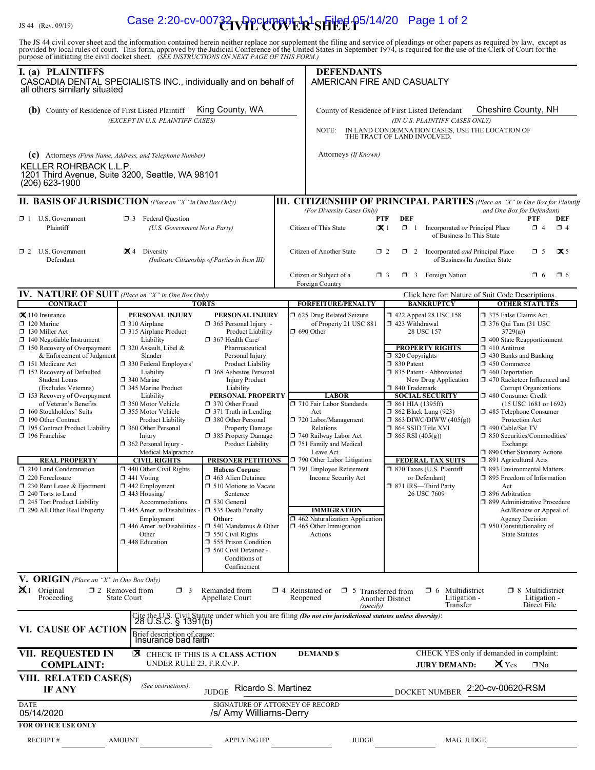JS 44 (Rev. 09/19)

# CIVIL COVER SHEET

The JS 44 civil cover sheet and the information contained herein neither replace nor supplement the filing and service of pleadings or other papers as required by law, except as provided by local rules of court. This form, approved by the Judicial Conference of the United States in September 1974, is required for the use of the Clerk of Court for the purpose of initiating the civil docket sheet. *(SEE INSTRUCTIONS ON NEXT PAGE OF THIS FORM.)*

## I. (a) PLAINTIFFS

CASCADIA DENTAL SPECIALISTS INC., individually and on behalf of all others similarly situated

**(b)** County of Residence of First Listed Plaintiff: King County, WA
*(EXCEPT IN U.S. PLAINTIFF CASES)*

**(c)** Attorneys *(Firm Name, Address, and Telephone Number)*
KELLER ROHRBACK L.L.P.
1201 Third Avenue, Suite 3200, Seattle, WA 98101
(206) 623-1900

## DEFENDANTS

AMERICAN FIRE AND CASUALTY

County of Residence of First Listed Defendant: Cheshire County, NH
*(IN U.S. PLAINTIFF CASES ONLY)*

NOTE: IN LAND CONDEMNATION CASES, USE THE LOCATION OF THE TRACT OF LAND INVOLVED.

Attorneys *(If Known)*

## II. BASIS OF JURISDICTION *(Place an "X" in One Box Only)*

- ☐ 1 U.S. Government Plaintiff
- ☐ 3 Federal Question (U.S. Government Not a Party)
- ☐ 2 U.S. Government Defendant
- ☒ 4 Diversity (Indicate Citizenship of Parties in Item III)

## III. CITIZENSHIP OF PRINCIPAL PARTIES *(Place an "X" in One Box for Plaintiff and One Box for Defendant)* *(For Diversity Cases Only)*

| | PTF | DEF | | PTF | DEF |
|---|---|---|---|---|---|
| Citizen of This State | ☒ 1 | ☐ 1 | Incorporated *or* Principal Place of Business In This State | ☐ 4 | ☐ 4 |
| Citizen of Another State | ☐ 2 | ☐ 2 | Incorporated *and* Principal Place of Business In Another State | ☐ 5 | ☒ 5 |
| Citizen or Subject of a Foreign Country | ☐ 3 | ☐ 3 | Foreign Nation | ☐ 6 | ☐ 6 |

## IV. NATURE OF SUIT *(Place an "X" in One Box Only)*

Click here for: Nature of Suit Code Descriptions.

**CONTRACT**
- ☒ 110 Insurance
- ☐ 120 Marine
- ☐ 130 Miller Act
- ☐ 140 Negotiable Instrument
- ☐ 150 Recovery of Overpayment & Enforcement of Judgment
- ☐ 151 Medicare Act
- ☐ 152 Recovery of Defaulted Student Loans (Excludes Veterans)
- ☐ 153 Recovery of Overpayment of Veteran's Benefits
- ☐ 160 Stockholders' Suits
- ☐ 190 Other Contract
- ☐ 195 Contract Product Liability
- ☐ 196 Franchise

**REAL PROPERTY**
- ☐ 210 Land Condemnation
- ☐ 220 Foreclosure
- ☐ 230 Rent Lease & Ejectment
- ☐ 240 Torts to Land
- ☐ 245 Tort Product Liability
- ☐ 290 All Other Real Property

**TORTS — PERSONAL INJURY**
- ☐ 310 Airplane
- ☐ 315 Airplane Product Liability
- ☐ 320 Assault, Libel & Slander
- ☐ 330 Federal Employers' Liability
- ☐ 340 Marine
- ☐ 345 Marine Product Liability
- ☐ 350 Motor Vehicle
- ☐ 355 Motor Vehicle Product Liability
- ☐ 360 Other Personal Injury
- ☐ 362 Personal Injury - Medical Malpractice

**PERSONAL INJURY**
- ☐ 365 Personal Injury - Product Liability
- ☐ 367 Health Care/ Pharmaceutical Personal Injury Product Liability
- ☐ 368 Asbestos Personal Injury Product Liability

**PERSONAL PROPERTY**
- ☐ 370 Other Fraud
- ☐ 371 Truth in Lending
- ☐ 380 Other Personal Property Damage
- ☐ 385 Property Damage Product Liability

**CIVIL RIGHTS**
- ☐ 440 Other Civil Rights
- ☐ 441 Voting
- ☐ 442 Employment
- ☐ 443 Housing/ Accommodations
- ☐ 445 Amer. w/Disabilities - Employment
- ☐ 446 Amer. w/Disabilities - Other
- ☐ 448 Education

**PRISONER PETITIONS**
Habeas Corpus:
- ☐ 463 Alien Detainee
- ☐ 510 Motions to Vacate Sentence
- ☐ 530 General
- ☐ 535 Death Penalty

Other:
- ☐ 540 Mandamus & Other
- ☐ 550 Civil Rights
- ☐ 555 Prison Condition
- ☐ 560 Civil Detainee - Conditions of Confinement

**FORFEITURE/PENALTY**
- ☐ 625 Drug Related Seizure of Property 21 USC 881
- ☐ 690 Other

**LABOR**
- ☐ 710 Fair Labor Standards Act
- ☐ 720 Labor/Management Relations
- ☐ 740 Railway Labor Act
- ☐ 751 Family and Medical Leave Act
- ☐ 790 Other Labor Litigation
- ☐ 791 Employee Retirement Income Security Act

**IMMIGRATION**
- ☐ 462 Naturalization Application
- ☐ 465 Other Immigration Actions

**BANKRUPTCY**
- ☐ 422 Appeal 28 USC 158
- ☐ 423 Withdrawal 28 USC 157

**PROPERTY RIGHTS**
- ☐ 820 Copyrights
- ☐ 830 Patent
- ☐ 835 Patent - Abbreviated New Drug Application
- ☐ 840 Trademark

**SOCIAL SECURITY**
- ☐ 861 HIA (1395ff)
- ☐ 862 Black Lung (923)
- ☐ 863 DIWC/DIWW (405(g))
- ☐ 864 SSID Title XVI
- ☐ 865 RSI (405(g))

**FEDERAL TAX SUITS**
- ☐ 870 Taxes (U.S. Plaintiff or Defendant)
- ☐ 871 IRS—Third Party 26 USC 7609

**OTHER STATUTES**
- ☐ 375 False Claims Act
- ☐ 376 Qui Tam (31 USC 3729(a))
- ☐ 400 State Reapportionment
- ☐ 410 Antitrust
- ☐ 430 Banks and Banking
- ☐ 450 Commerce
- ☐ 460 Deportation
- ☐ 470 Racketeer Influenced and Corrupt Organizations
- ☐ 480 Consumer Credit (15 USC 1681 or 1692)
- ☐ 485 Telephone Consumer Protection Act
- ☐ 490 Cable/Sat TV
- ☐ 850 Securities/Commodities/ Exchange
- ☐ 890 Other Statutory Actions
- ☐ 891 Agricultural Acts
- ☐ 893 Environmental Matters
- ☐ 895 Freedom of Information Act
- ☐ 896 Arbitration
- ☐ 899 Administrative Procedure Act/Review or Appeal of Agency Decision
- ☐ 950 Constitutionality of State Statutes

## V. ORIGIN *(Place an "X" in One Box Only)*

- ☒ 1 Original Proceeding
- ☐ 2 Removed from State Court
- ☐ 3 Remanded from Appellate Court
- ☐ 4 Reinstated or Reopened
- ☐ 5 Transferred from Another District *(specify)*
- ☐ 6 Multidistrict Litigation - Transfer
- ☐ 8 Multidistrict Litigation - Direct File

## VI. CAUSE OF ACTION

Cite the U.S. Civil Statute under which you are filing *(Do not cite jurisdictional statutes unless diversity)*:
28 U.S.C. § 1391(b)

Brief description of cause:
Insurance bad faith

## VII. REQUESTED IN COMPLAINT:

☒ CHECK IF THIS IS A **CLASS ACTION** UNDER RULE 23, F.R.Cv.P.

**DEMAND $**

CHECK YES only if demanded in complaint:
**JURY DEMAND:** ☒ Yes ☐ No

## VIII. RELATED CASE(S) IF ANY

*(See instructions):* JUDGE Ricardo S. Martinez DOCKET NUMBER 2:20-cv-00620-RSM

DATE: 05/14/2020

SIGNATURE OF ATTORNEY OF RECORD: /s/ Amy Williams-Derry

**FOR OFFICE USE ONLY**

RECEIPT # ______ AMOUNT ______ APPLYING IFP ______ JUDGE ______ MAG. JUDGE ______